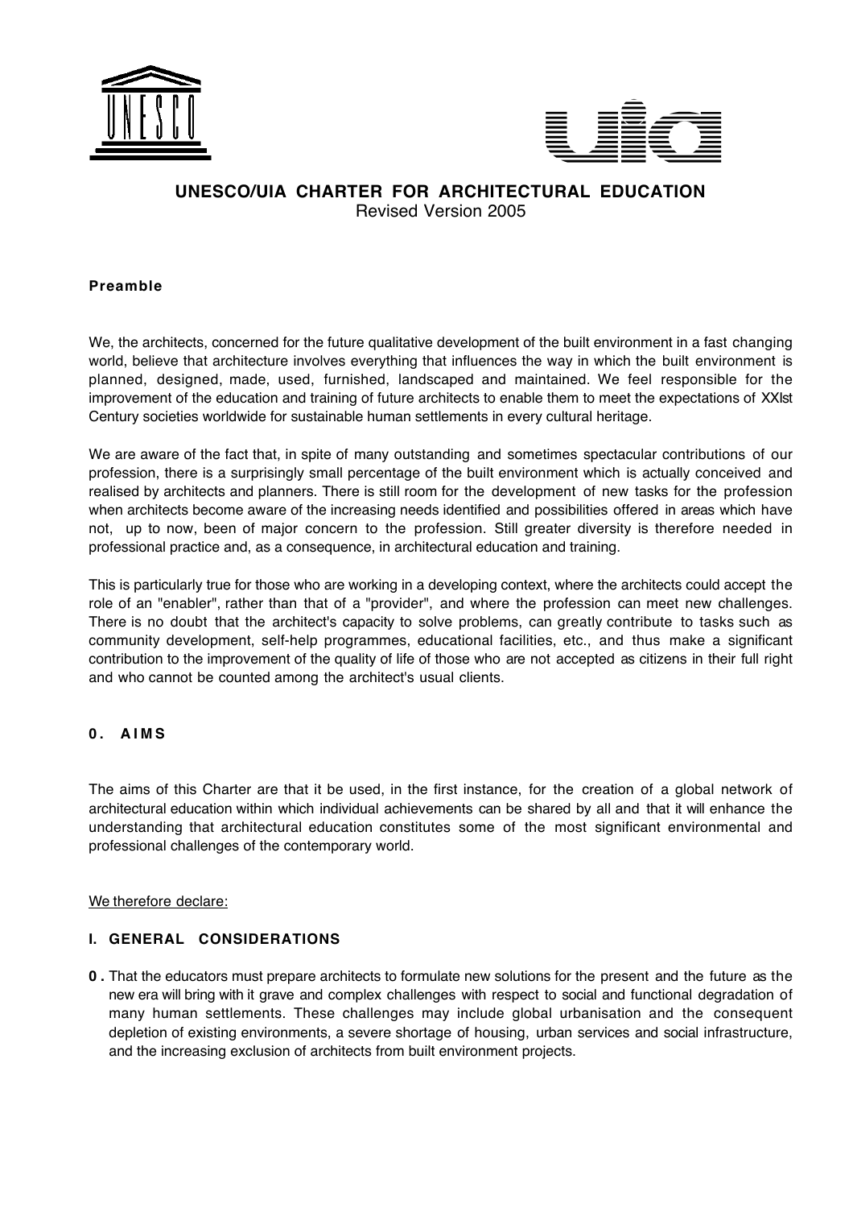# UNESCO/UIA CHARTER FOR ARCHITECTURAL EDUCATION

Revised Version 2005

### Preamble

We, the architects, concerned for the future qualitative development of the built environment in a fast changing world, believe that architecture involves everything that influences the way in which the built environment is planned, designed, made, used, furnished, landscaped and maintained. We feel responsible for the improvement of the education and training of future architects to enable them to meet the expectations of XXIst Century societies worldwide for sustainable human settlements in every cultural heritage.

We are aware of the fact that, in spite of many outstanding and sometimes spectacular contributions of our profession, there is a surprisingly small percentage of the built environment which is actually conceived and realised by architects and planners. There is still room for the development of new tasks for the profession when architects become aware of the increasing needs identified and possibilities offered in areas which have not, up to now, been of major concern to the profession. Still greater diversity is therefore needed in professional practice and, as a consequence, in architectural education and training.

This is particularly true for those who are working in a developing context, where the architects could accept the role of an "enabler", rather than that of a "provider", and where the profession can meet new challenges. There is no doubt that the architect's capacity to solve problems, can greatly contribute to tasks such as community development, self-help programmes, educational facilities, etc., and thus make a significant contribution to the improvement of the quality of life of those who are not accepted as citizens in their full right and who cannot be counted among the architect's usual clients.

## 0. AIMS

The aims of this Charter are that it be used, in the first instance, for the creation of a global network of architectural education within which individual achievements can be shared by all and that it will enhance the understanding that architectural education constitutes some of the most significant environmental and professional challenges of the contemporary world.

<u>We therefore declare:</u>

## I. GENERAL CONSIDERATIONS

**0 .** That the educators must prepare architects to formulate new solutions for the present and the future as the new era will bring with it grave and complex challenges with respect to social and functional degradation of many human settlements. These challenges may include global urbanisation and the consequent depletion of existing environments, a severe shortage of housing, urban services and social infrastructure, and the increasing exclusion of architects from built environment projects.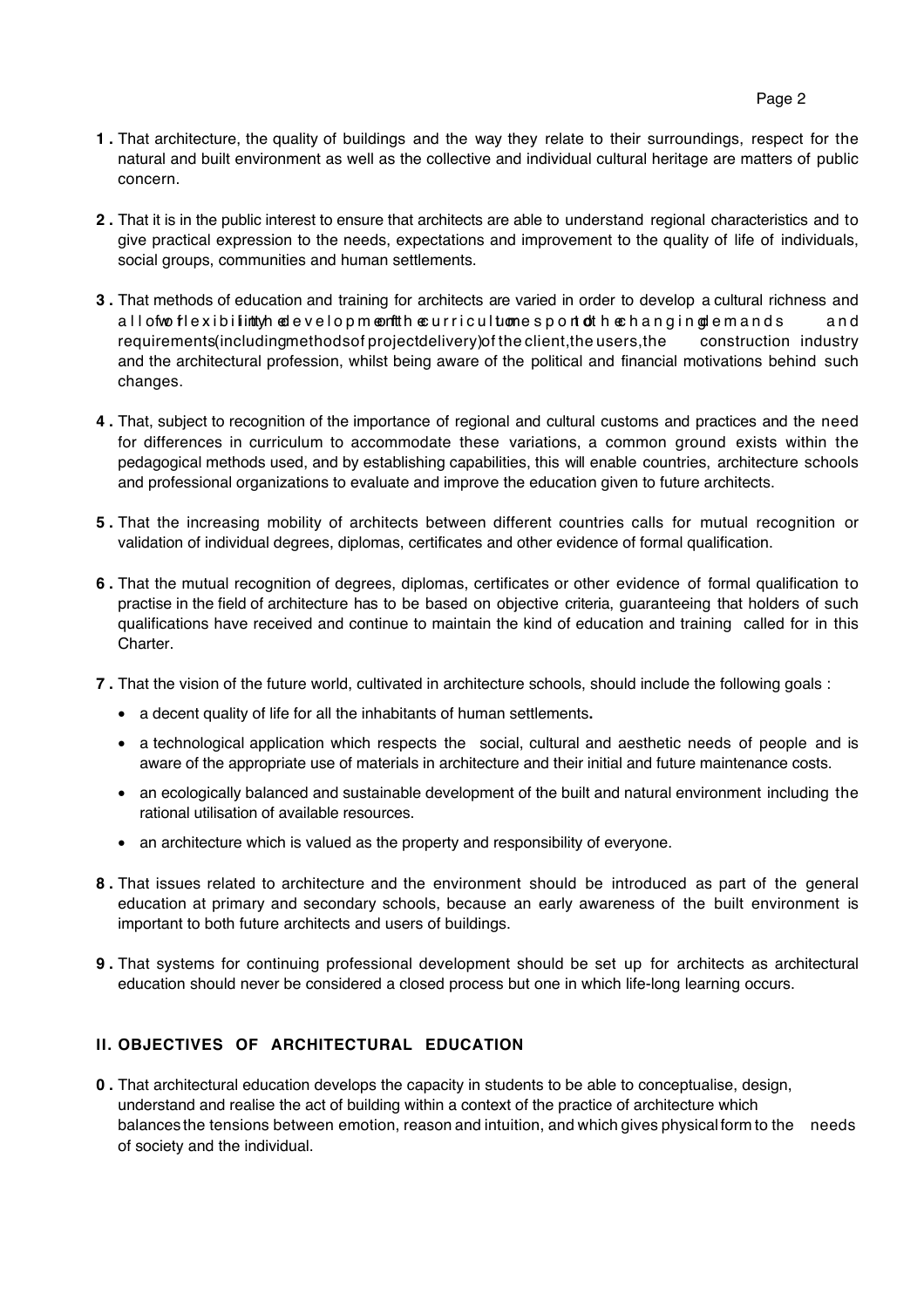1. That architecture, the quality of buildings and the way they relate to their surroundings, respect for the natural and built environment as well as the collective and individual cultural heritage are matters of public concern.

2. That it is in the public interest to ensure that architects are able to understand regional characteristics and to give practical expression to the needs, expectations and improvement to the quality of life of individuals, social groups, communities and human settlements.

3. That methods of education and training for architects are varied in order to develop a cultural richness and allow for flexibility in the development of the curriculum to respond to the changing demands and requirements (including methods of project delivery) of the client, the users, the construction industry and the architectural profession, whilst being aware of the political and financial motivations behind such changes.

4. That, subject to recognition of the importance of regional and cultural customs and practices and the need for differences in curriculum to accommodate these variations, a common ground exists within the pedagogical methods used, and by establishing capabilities, this will enable countries, architecture schools and professional organizations to evaluate and improve the education given to future architects.

5. That the increasing mobility of architects between different countries calls for mutual recognition or validation of individual degrees, diplomas, certificates and other evidence of formal qualification.

6. That the mutual recognition of degrees, diplomas, certificates or other evidence of formal qualification to practise in the field of architecture has to be based on objective criteria, guaranteeing that holders of such qualifications have received and continue to maintain the kind of education and training called for in this Charter.

7. That the vision of the future world, cultivated in architecture schools, should include the following goals :

   - a decent quality of life for all the inhabitants of human settlements**.**
   - a technological application which respects the social, cultural and aesthetic needs of people and is aware of the appropriate use of materials in architecture and their initial and future maintenance costs.
   - an ecologically balanced and sustainable development of the built and natural environment including the rational utilisation of available resources.
   - an architecture which is valued as the property and responsibility of everyone.

8. That issues related to architecture and the environment should be introduced as part of the general education at primary and secondary schools, because an early awareness of the built environment is important to both future architects and users of buildings.

9. That systems for continuing professional development should be set up for architects as architectural education should never be considered a closed process but one in which life-long learning occurs.

## II. OBJECTIVES OF ARCHITECTURAL EDUCATION

0. That architectural education develops the capacity in students to be able to conceptualise, design, understand and realise the act of building within a context of the practice of architecture which balances the tensions between emotion, reason and intuition, and which gives physical form to the needs of society and the individual.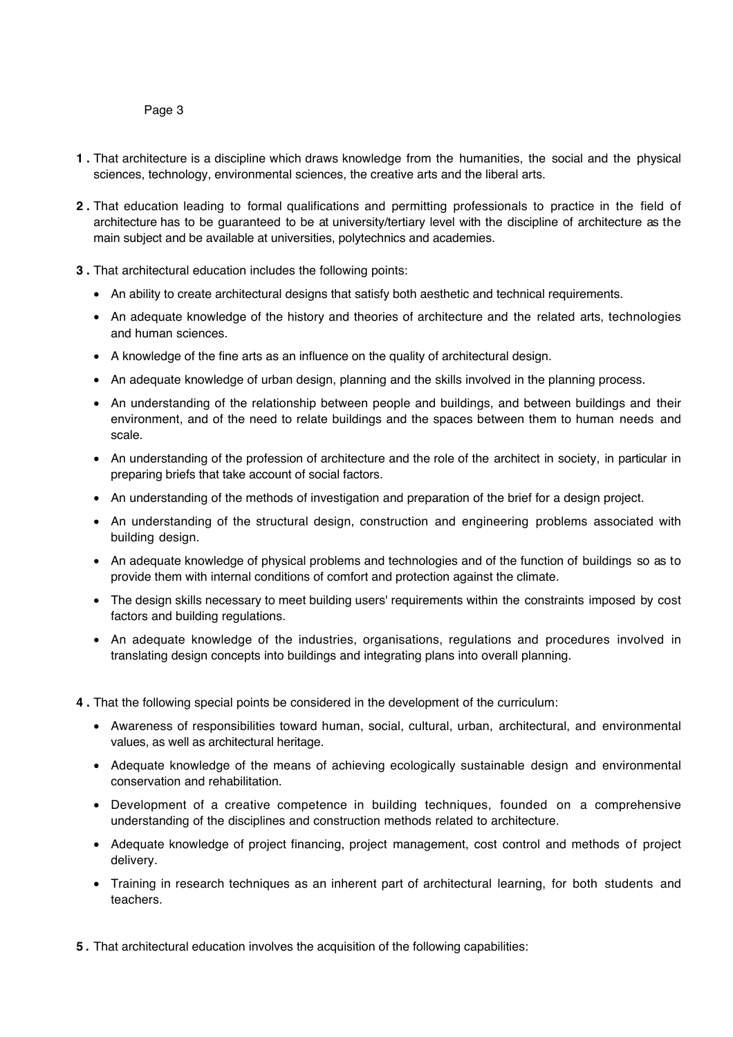1. That architecture is a discipline which draws knowledge from the humanities, the social and the physical sciences, technology, environmental sciences, the creative arts and the liberal arts.

2. That education leading to formal qualifications and permitting professionals to practice in the field of architecture has to be guaranteed to be at university/tertiary level with the discipline of architecture as the main subject and be available at universities, polytechnics and academies.

3. That architectural education includes the following points:

   - An ability to create architectural designs that satisfy both aesthetic and technical requirements.
   - An adequate knowledge of the history and theories of architecture and the related arts, technologies and human sciences.
   - A knowledge of the fine arts as an influence on the quality of architectural design.
   - An adequate knowledge of urban design, planning and the skills involved in the planning process.
   - An understanding of the relationship between people and buildings, and between buildings and their environment, and of the need to relate buildings and the spaces between them to human needs and scale.
   - An understanding of the profession of architecture and the role of the architect in society, in particular in preparing briefs that take account of social factors.
   - An understanding of the methods of investigation and preparation of the brief for a design project.
   - An understanding of the structural design, construction and engineering problems associated with building design.
   - An adequate knowledge of physical problems and technologies and of the function of buildings so as to provide them with internal conditions of comfort and protection against the climate.
   - The design skills necessary to meet building users' requirements within the constraints imposed by cost factors and building regulations.
   - An adequate knowledge of the industries, organisations, regulations and procedures involved in translating design concepts into buildings and integrating plans into overall planning.

4. That the following special points be considered in the development of the curriculum:

   - Awareness of responsibilities toward human, social, cultural, urban, architectural, and environmental values, as well as architectural heritage.
   - Adequate knowledge of the means of achieving ecologically sustainable design and environmental conservation and rehabilitation.
   - Development of a creative competence in building techniques, founded on a comprehensive understanding of the disciplines and construction methods related to architecture.
   - Adequate knowledge of project financing, project management, cost control and methods of project delivery.
   - Training in research techniques as an inherent part of architectural learning, for both students and teachers.

5. That architectural education involves the acquisition of the following capabilities: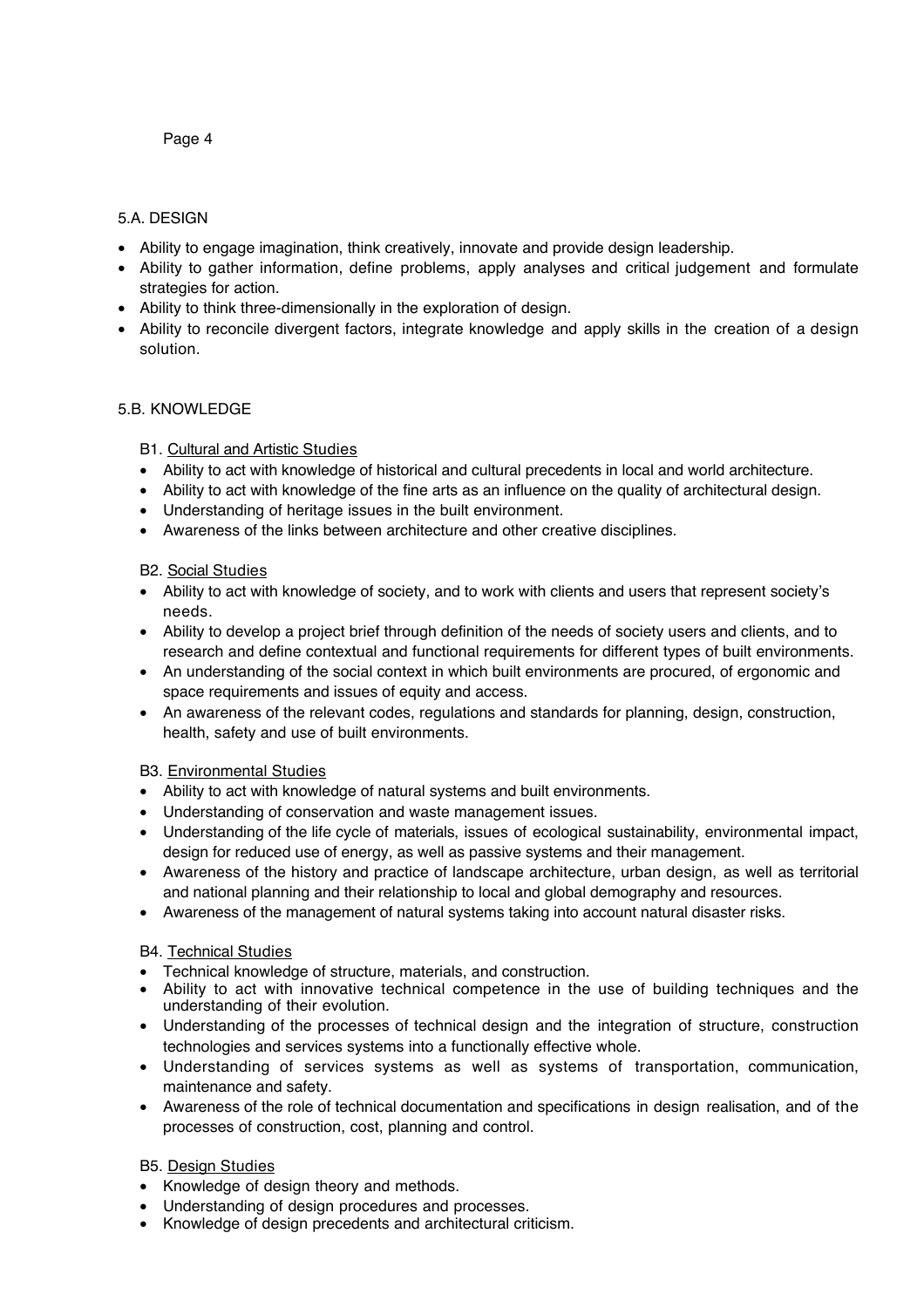## 5.A. DESIGN

- Ability to engage imagination, think creatively, innovate and provide design leadership.
- Ability to gather information, define problems, apply analyses and critical judgement and formulate strategies for action.
- Ability to think three-dimensionally in the exploration of design.
- Ability to reconcile divergent factors, integrate knowledge and apply skills in the creation of a design solution.

## 5.B. KNOWLEDGE

### B1. Cultural and Artistic Studies

- Ability to act with knowledge of historical and cultural precedents in local and world architecture.
- Ability to act with knowledge of the fine arts as an influence on the quality of architectural design.
- Understanding of heritage issues in the built environment.
- Awareness of the links between architecture and other creative disciplines.

### B2. Social Studies

- Ability to act with knowledge of society, and to work with clients and users that represent society's needs.
- Ability to develop a project brief through definition of the needs of society users and clients, and to research and define contextual and functional requirements for different types of built environments.
- An understanding of the social context in which built environments are procured, of ergonomic and space requirements and issues of equity and access.
- An awareness of the relevant codes, regulations and standards for planning, design, construction, health, safety and use of built environments.

### B3. Environmental Studies

- Ability to act with knowledge of natural systems and built environments.
- Understanding of conservation and waste management issues.
- Understanding of the life cycle of materials, issues of ecological sustainability, environmental impact, design for reduced use of energy, as well as passive systems and their management.
- Awareness of the history and practice of landscape architecture, urban design, as well as territorial and national planning and their relationship to local and global demography and resources.
- Awareness of the management of natural systems taking into account natural disaster risks.

### B4. Technical Studies

- Technical knowledge of structure, materials, and construction.
- Ability to act with innovative technical competence in the use of building techniques and the understanding of their evolution.
- Understanding of the processes of technical design and the integration of structure, construction technologies and services systems into a functionally effective whole.
- Understanding of services systems as well as systems of transportation, communication, maintenance and safety.
- Awareness of the role of technical documentation and specifications in design realisation, and of the processes of construction, cost, planning and control.

### B5. Design Studies

- Knowledge of design theory and methods.
- Understanding of design procedures and processes.
- Knowledge of design precedents and architectural criticism.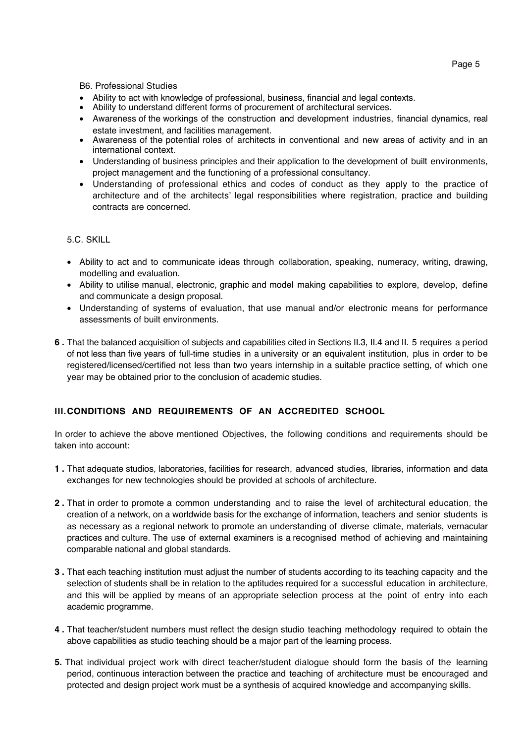B6. Professional Studies

- Ability to act with knowledge of professional, business, financial and legal contexts.
- Ability to understand different forms of procurement of architectural services.
- Awareness of the workings of the construction and development industries, financial dynamics, real estate investment, and facilities management.
- Awareness of the potential roles of architects in conventional and new areas of activity and in an international context.
- Understanding of business principles and their application to the development of built environments, project management and the functioning of a professional consultancy.
- Understanding of professional ethics and codes of conduct as they apply to the practice of architecture and of the architects' legal responsibilities where registration, practice and building contracts are concerned.

5.C. SKILL

- Ability to act and to communicate ideas through collaboration, speaking, numeracy, writing, drawing, modelling and evaluation.
- Ability to utilise manual, electronic, graphic and model making capabilities to explore, develop, define and communicate a design proposal.
- Understanding of systems of evaluation, that use manual and/or electronic means for performance assessments of built environments.

**6 .** That the balanced acquisition of subjects and capabilities cited in Sections II.3, II.4 and II. 5 requires a period of not less than five years of full-time studies in a university or an equivalent institution, plus in order to be registered/licensed/certified not less than two years internship in a suitable practice setting, of which one year may be obtained prior to the conclusion of academic studies.

## III. CONDITIONS AND REQUIREMENTS OF AN ACCREDITED SCHOOL

In order to achieve the above mentioned Objectives, the following conditions and requirements should be taken into account:

**1 .** That adequate studios, laboratories, facilities for research, advanced studies, libraries, information and data exchanges for new technologies should be provided at schools of architecture.

**2 .** That in order to promote a common understanding and to raise the level of architectural education, the creation of a network, on a worldwide basis for the exchange of information, teachers and senior students is as necessary as a regional network to promote an understanding of diverse climate, materials, vernacular practices and culture. The use of external examiners is a recognised method of achieving and maintaining comparable national and global standards.

**3 .** That each teaching institution must adjust the number of students according to its teaching capacity and the selection of students shall be in relation to the aptitudes required for a successful education in architecture, and this will be applied by means of an appropriate selection process at the point of entry into each academic programme.

**4 .** That teacher/student numbers must reflect the design studio teaching methodology required to obtain the above capabilities as studio teaching should be a major part of the learning process.

**5.** That individual project work with direct teacher/student dialogue should form the basis of the learning period, continuous interaction between the practice and teaching of architecture must be encouraged and protected and design project work must be a synthesis of acquired knowledge and accompanying skills.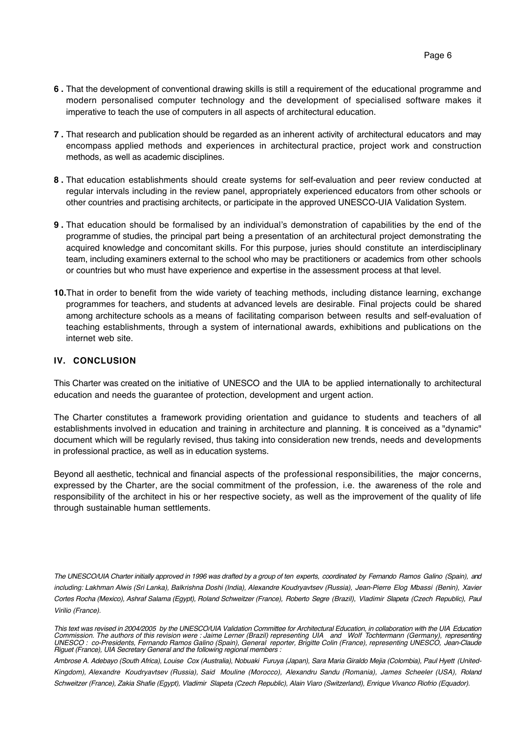**6 .** That the development of conventional drawing skills is still a requirement of the educational programme and modern personalised computer technology and the development of specialised software makes it imperative to teach the use of computers in all aspects of architectural education.

**7 .** That research and publication should be regarded as an inherent activity of architectural educators and may encompass applied methods and experiences in architectural practice, project work and construction methods, as well as academic disciplines.

**8 .** That education establishments should create systems for self-evaluation and peer review conducted at regular intervals including in the review panel, appropriately experienced educators from other schools or other countries and practising architects, or participate in the approved UNESCO-UIA Validation System.

**9 .** That education should be formalised by an individual's demonstration of capabilities by the end of the programme of studies, the principal part being a presentation of an architectural project demonstrating the acquired knowledge and concomitant skills. For this purpose, juries should constitute an interdisciplinary team, including examiners external to the school who may be practitioners or academics from other schools or countries but who must have experience and expertise in the assessment process at that level.

**10.** That in order to benefit from the wide variety of teaching methods, including distance learning, exchange programmes for teachers, and students at advanced levels are desirable. Final projects could be shared among architecture schools as a means of facilitating comparison between results and self-evaluation of teaching establishments, through a system of international awards, exhibitions and publications on the internet web site.

## IV. CONCLUSION

This Charter was created on the initiative of UNESCO and the UIA to be applied internationally to architectural education and needs the guarantee of protection, development and urgent action.

The Charter constitutes a framework providing orientation and guidance to students and teachers of all establishments involved in education and training in architecture and planning. It is conceived as a "dynamic" document which will be regularly revised, thus taking into consideration new trends, needs and developments in professional practice, as well as in education systems.

Beyond all aesthetic, technical and financial aspects of the professional responsibilities, the major concerns, expressed by the Charter, are the social commitment of the profession, i.e. the awareness of the role and responsibility of the architect in his or her respective society, as well as the improvement of the quality of life through sustainable human settlements.

*The UNESCO/UIA Charter initially approved in 1996 was drafted by a group of ten experts, coordinated by Fernando Ramos Galino (Spain), and including: Lakhman Alwis (Sri Lanka), Balkrishna Doshi (India), Alexandre Koudryavtsev (Russia), Jean-Pierre Elog Mbassi (Benin), Xavier Cortes Rocha (Mexico), Ashraf Salama (Egypt), Roland Schweitzer (France), Roberto Segre (Brazil), Vladimir Slapeta (Czech Republic), Paul Virilio (France).*

*This text was revised in 2004/2005 by the UNESCO/UIA Validation Committee for Architectural Education, in collaboration with the UIA Education Commission. The authors of this revision were : Jaime Lerner (Brazil) representing UIA and Wolf Tochtermann (Germany), representing UNESCO : co-Presidents, Fernando Ramos Galino (Spain), General reporter, Brigitte Colin (France), representing UNESCO, Jean-Claude Riguet (France), UIA Secretary General and the following regional members :*

*Ambrose A. Adebayo (South Africa), Louise Cox (Australia), Nobuaki Furuya (Japan), Sara Maria Giraldo Mejia (Colombia), Paul Hyett (United-Kingdom), Alexandre Koudryavtsev (Russia), Said Mouline (Morocco), Alexandru Sandu (Romania), James Scheeler (USA), Roland Schweitzer (France), Zakia Shafie (Egypt), Vladimir Slapeta (Czech Republic), Alain Viaro (Switzerland), Enrique Vivanco Riofrio (Equador).*